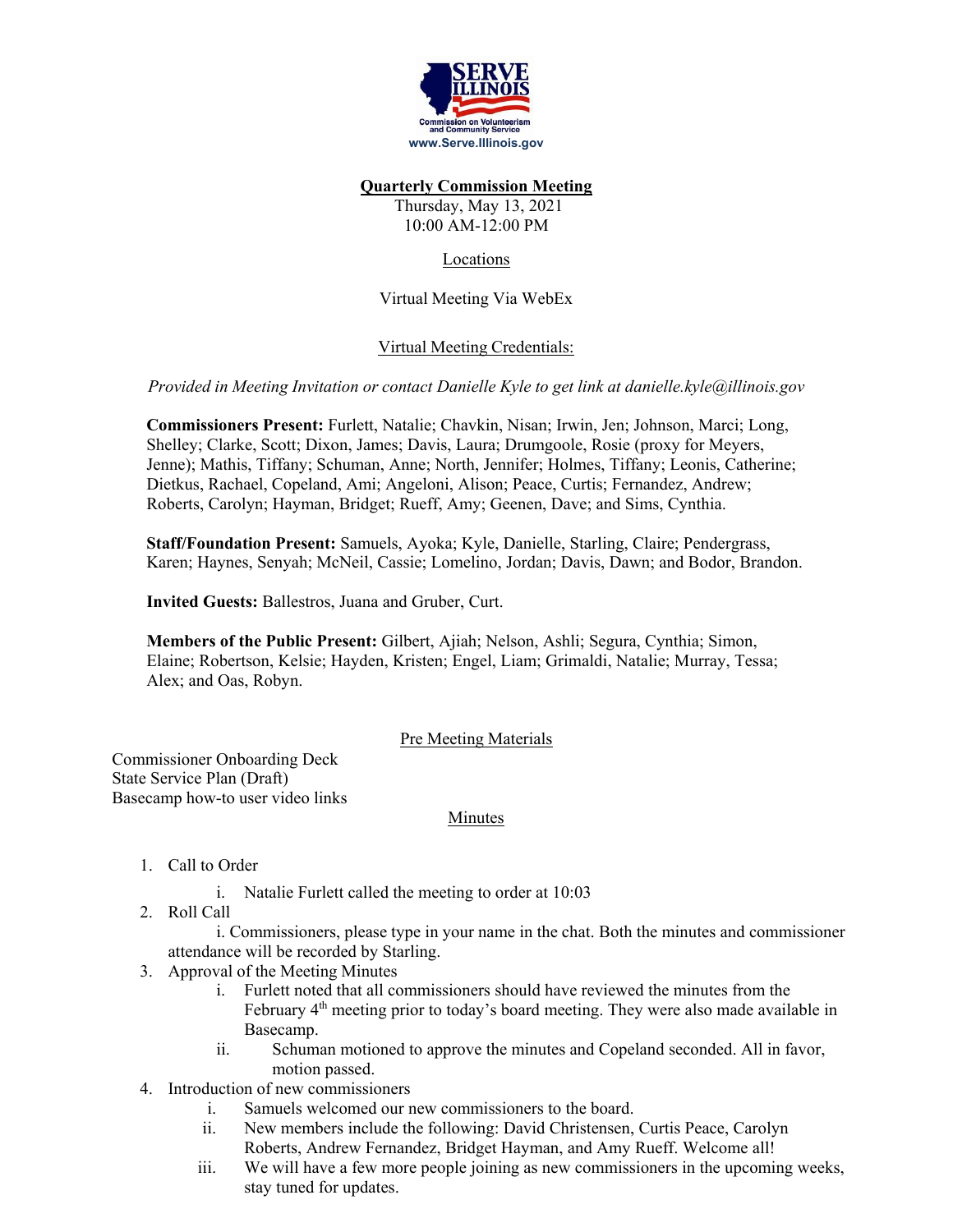SERVE ILLINOIS
Commission on Volunteerism and Community Service
www.Serve.Illinois.gov

# Quarterly Commission Meeting

Thursday, May 13, 2021
10:00 AM-12:00 PM

Locations

Virtual Meeting Via WebEx

Virtual Meeting Credentials:

*Provided in Meeting Invitation or contact Danielle Kyle to get link at danielle.kyle@illinois.gov*

**Commissioners Present:** Furlett, Natalie; Chavkin, Nisan; Irwin, Jen; Johnson, Marci; Long, Shelley; Clarke, Scott; Dixon, James; Davis, Laura; Drumgoole, Rosie (proxy for Meyers, Jenne); Mathis, Tiffany; Schuman, Anne; North, Jennifer; Holmes, Tiffany; Leonis, Catherine; Dietkus, Rachael, Copeland, Ami; Angeloni, Alison; Peace, Curtis; Fernandez, Andrew; Roberts, Carolyn; Hayman, Bridget; Rueff, Amy; Geenen, Dave; and Sims, Cynthia.

**Staff/Foundation Present:** Samuels, Ayoka; Kyle, Danielle, Starling, Claire; Pendergrass, Karen; Haynes, Senyah; McNeil, Cassie; Lomelino, Jordan; Davis, Dawn; and Bodor, Brandon.

**Invited Guests:** Ballestros, Juana and Gruber, Curt.

**Members of the Public Present:** Gilbert, Ajiah; Nelson, Ashli; Segura, Cynthia; Simon, Elaine; Robertson, Kelsie; Hayden, Kristen; Engel, Liam; Grimaldi, Natalie; Murray, Tessa; Alex; and Oas, Robyn.

Pre Meeting Materials

Commissioner Onboarding Deck
State Service Plan (Draft)
Basecamp how-to user video links

Minutes

1. Call to Order
   i. Natalie Furlett called the meeting to order at 10:03
2. Roll Call
   i. Commissioners, please type in your name in the chat. Both the minutes and commissioner attendance will be recorded by Starling.
3. Approval of the Meeting Minutes
   i. Furlett noted that all commissioners should have reviewed the minutes from the February 4th meeting prior to today's board meeting. They were also made available in Basecamp.
   ii. Schuman motioned to approve the minutes and Copeland seconded. All in favor, motion passed.
4. Introduction of new commissioners
   i. Samuels welcomed our new commissioners to the board.
   ii. New members include the following: David Christensen, Curtis Peace, Carolyn Roberts, Andrew Fernandez, Bridget Hayman, and Amy Rueff. Welcome all!
   iii. We will have a few more people joining as new commissioners in the upcoming weeks, stay tuned for updates.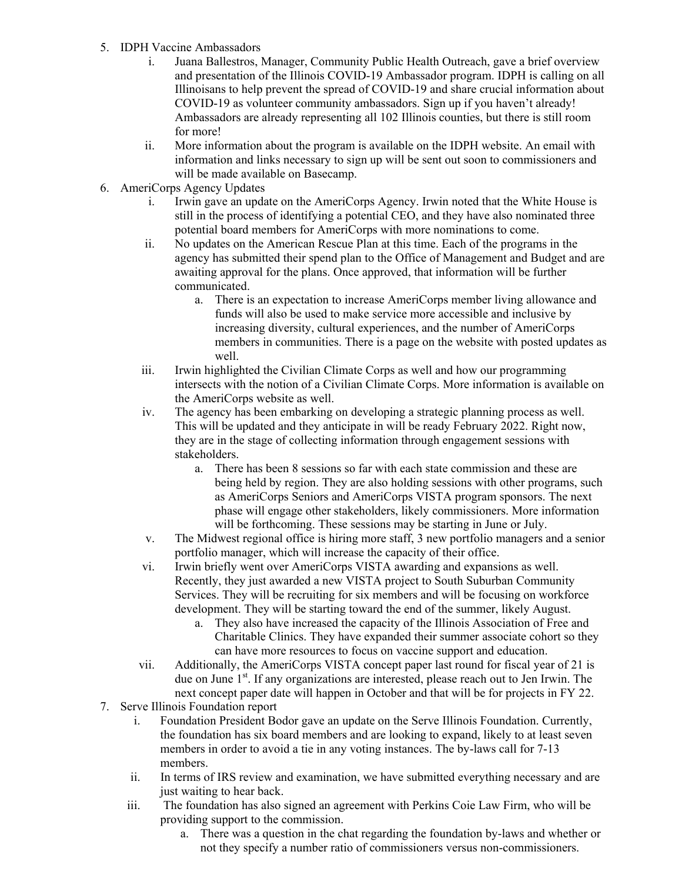5. IDPH Vaccine Ambassadors
    i. Juana Ballestros, Manager, Community Public Health Outreach, gave a brief overview and presentation of the Illinois COVID-19 Ambassador program. IDPH is calling on all Illinoisans to help prevent the spread of COVID-19 and share crucial information about COVID-19 as volunteer community ambassadors. Sign up if you haven't already! Ambassadors are already representing all 102 Illinois counties, but there is still room for more!
    ii. More information about the program is available on the IDPH website. An email with information and links necessary to sign up will be sent out soon to commissioners and will be made available on Basecamp.
6. AmeriCorps Agency Updates
    i. Irwin gave an update on the AmeriCorps Agency. Irwin noted that the White House is still in the process of identifying a potential CEO, and they have also nominated three potential board members for AmeriCorps with more nominations to come.
    ii. No updates on the American Rescue Plan at this time. Each of the programs in the agency has submitted their spend plan to the Office of Management and Budget and are awaiting approval for the plans. Once approved, that information will be further communicated.
        a. There is an expectation to increase AmeriCorps member living allowance and funds will also be used to make service more accessible and inclusive by increasing diversity, cultural experiences, and the number of AmeriCorps members in communities. There is a page on the website with posted updates as well.
    iii. Irwin highlighted the Civilian Climate Corps as well and how our programming intersects with the notion of a Civilian Climate Corps. More information is available on the AmeriCorps website as well.
    iv. The agency has been embarking on developing a strategic planning process as well. This will be updated and they anticipate in will be ready February 2022. Right now, they are in the stage of collecting information through engagement sessions with stakeholders.
        a. There has been 8 sessions so far with each state commission and these are being held by region. They are also holding sessions with other programs, such as AmeriCorps Seniors and AmeriCorps VISTA program sponsors. The next phase will engage other stakeholders, likely commissioners. More information will be forthcoming. These sessions may be starting in June or July.
    v. The Midwest regional office is hiring more staff, 3 new portfolio managers and a senior portfolio manager, which will increase the capacity of their office.
    vi. Irwin briefly went over AmeriCorps VISTA awarding and expansions as well. Recently, they just awarded a new VISTA project to South Suburban Community Services. They will be recruiting for six members and will be focusing on workforce development. They will be starting toward the end of the summer, likely August.
        a. They also have increased the capacity of the Illinois Association of Free and Charitable Clinics. They have expanded their summer associate cohort so they can have more resources to focus on vaccine support and education.
    vii. Additionally, the AmeriCorps VISTA concept paper last round for fiscal year of 21 is due on June 1st. If any organizations are interested, please reach out to Jen Irwin. The next concept paper date will happen in October and that will be for projects in FY 22.
7. Serve Illinois Foundation report
    i. Foundation President Bodor gave an update on the Serve Illinois Foundation. Currently, the foundation has six board members and are looking to expand, likely to at least seven members in order to avoid a tie in any voting instances. The by-laws call for 7-13 members.
    ii. In terms of IRS review and examination, we have submitted everything necessary and are just waiting to hear back.
    iii. The foundation has also signed an agreement with Perkins Coie Law Firm, who will be providing support to the commission.
        a. There was a question in the chat regarding the foundation by-laws and whether or not they specify a number ratio of commissioners versus non-commissioners.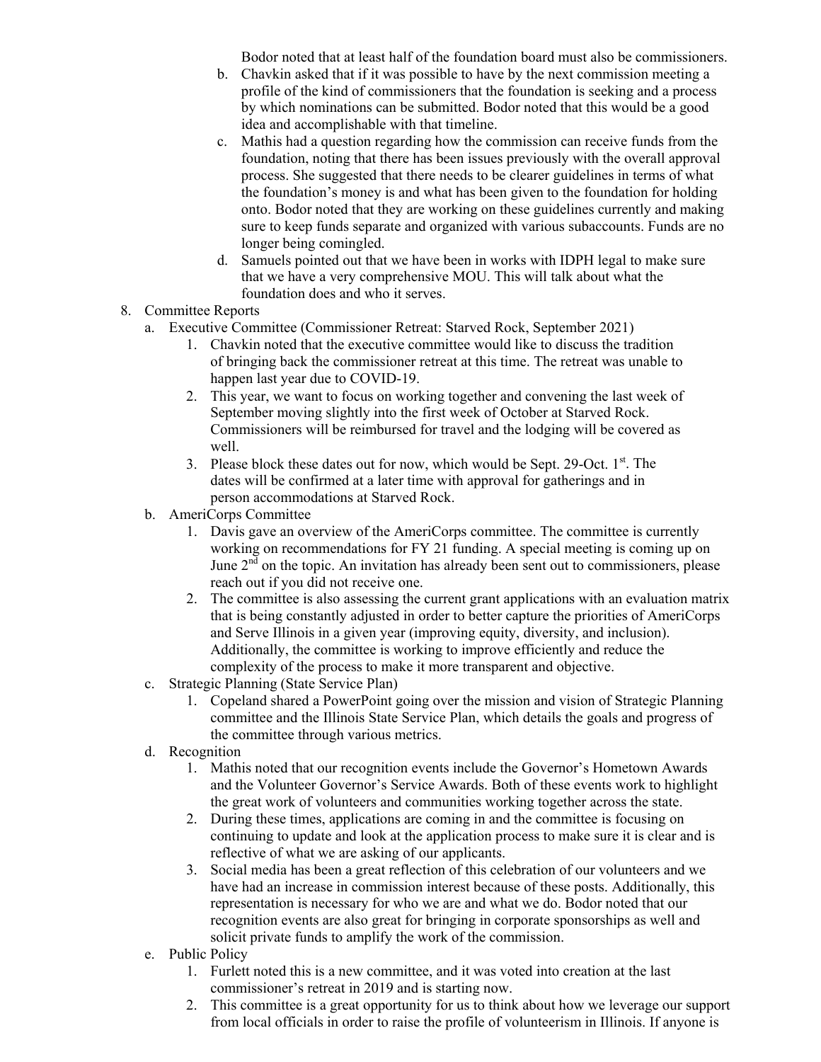Bodor noted that at least half of the foundation board must also be commissioners.

   b. Chavkin asked that if it was possible to have by the next commission meeting a profile of the kind of commissioners that the foundation is seeking and a process by which nominations can be submitted. Bodor noted that this would be a good idea and accomplishable with that timeline.
   c. Mathis had a question regarding how the commission can receive funds from the foundation, noting that there has been issues previously with the overall approval process. She suggested that there needs to be clearer guidelines in terms of what the foundation's money is and what has been given to the foundation for holding onto. Bodor noted that they are working on these guidelines currently and making sure to keep funds separate and organized with various subaccounts. Funds are no longer being comingled.
   d. Samuels pointed out that we have been in works with IDPH legal to make sure that we have a very comprehensive MOU. This will talk about what the foundation does and who it serves.

8. Committee Reports
   a. Executive Committee (Commissioner Retreat: Starved Rock, September 2021)
      1. Chavkin noted that the executive committee would like to discuss the tradition of bringing back the commissioner retreat at this time. The retreat was unable to happen last year due to COVID-19.
      2. This year, we want to focus on working together and convening the last week of September moving slightly into the first week of October at Starved Rock. Commissioners will be reimbursed for travel and the lodging will be covered as well.
      3. Please block these dates out for now, which would be Sept. 29-Oct. 1st. The dates will be confirmed at a later time with approval for gatherings and in person accommodations at Starved Rock.
   b. AmeriCorps Committee
      1. Davis gave an overview of the AmeriCorps committee. The committee is currently working on recommendations for FY 21 funding. A special meeting is coming up on June 2nd on the topic. An invitation has already been sent out to commissioners, please reach out if you did not receive one.
      2. The committee is also assessing the current grant applications with an evaluation matrix that is being constantly adjusted in order to better capture the priorities of AmeriCorps and Serve Illinois in a given year (improving equity, diversity, and inclusion). Additionally, the committee is working to improve efficiently and reduce the complexity of the process to make it more transparent and objective.
   c. Strategic Planning (State Service Plan)
      1. Copeland shared a PowerPoint going over the mission and vision of Strategic Planning committee and the Illinois State Service Plan, which details the goals and progress of the committee through various metrics.
   d. Recognition
      1. Mathis noted that our recognition events include the Governor's Hometown Awards and the Volunteer Governor's Service Awards. Both of these events work to highlight the great work of volunteers and communities working together across the state.
      2. During these times, applications are coming in and the committee is focusing on continuing to update and look at the application process to make sure it is clear and is reflective of what we are asking of our applicants.
      3. Social media has been a great reflection of this celebration of our volunteers and we have had an increase in commission interest because of these posts. Additionally, this representation is necessary for who we are and what we do. Bodor noted that our recognition events are also great for bringing in corporate sponsorships as well and solicit private funds to amplify the work of the commission.
   e. Public Policy
      1. Furlett noted this is a new committee, and it was voted into creation at the last commissioner's retreat in 2019 and is starting now.
      2. This committee is a great opportunity for us to think about how we leverage our support from local officials in order to raise the profile of volunteerism in Illinois. If anyone is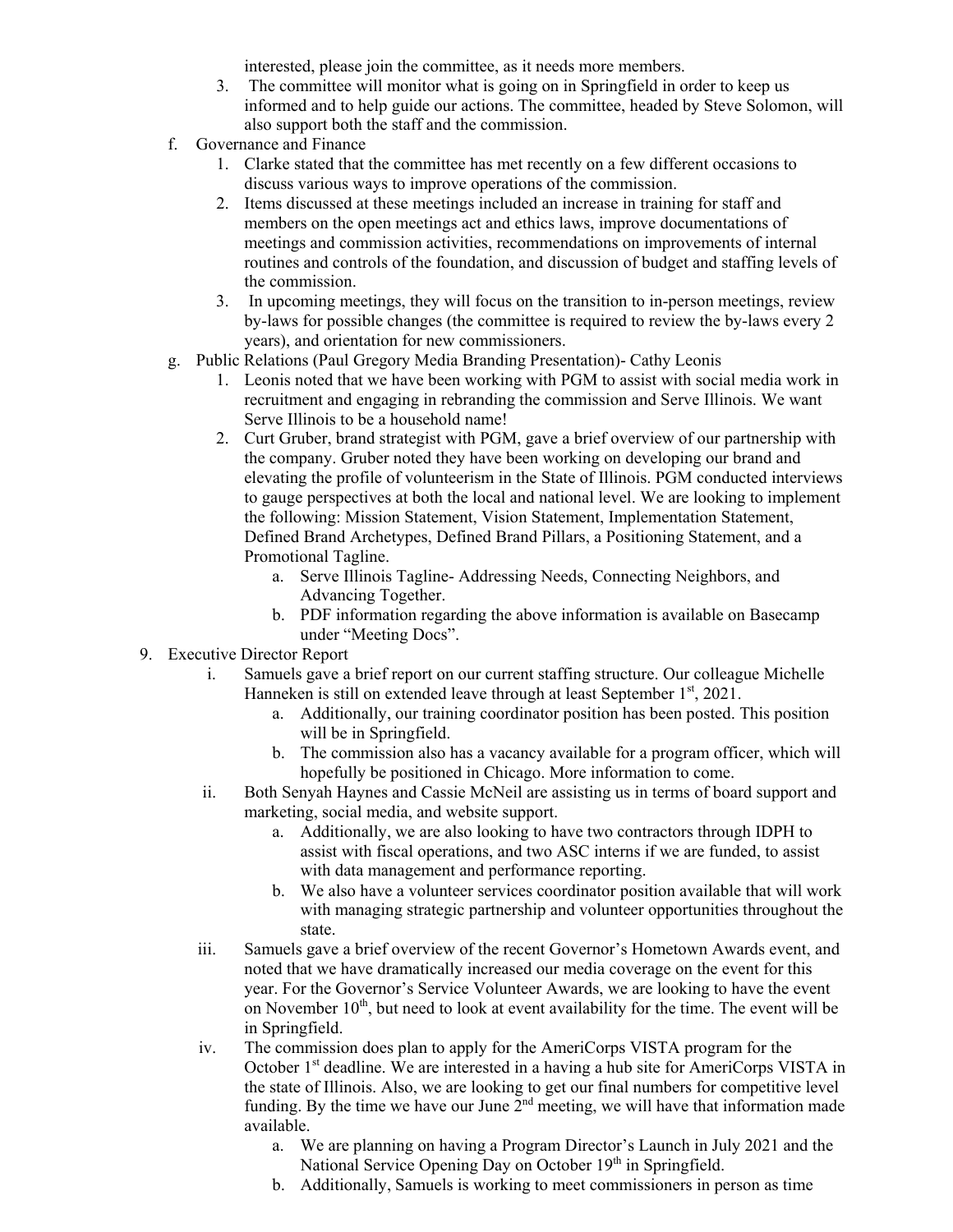interested, please join the committee, as it needs more members.

3. The committee will monitor what is going on in Springfield in order to keep us informed and to help guide our actions. The committee, headed by Steve Solomon, will also support both the staff and the commission.

f. Governance and Finance
   1. Clarke stated that the committee has met recently on a few different occasions to discuss various ways to improve operations of the commission.
   2. Items discussed at these meetings included an increase in training for staff and members on the open meetings act and ethics laws, improve documentations of meetings and commission activities, recommendations on improvements of internal routines and controls of the foundation, and discussion of budget and staffing levels of the commission.
   3. In upcoming meetings, they will focus on the transition to in-person meetings, review by-laws for possible changes (the committee is required to review the by-laws every 2 years), and orientation for new commissioners.

g. Public Relations (Paul Gregory Media Branding Presentation)- Cathy Leonis
   1. Leonis noted that we have been working with PGM to assist with social media work in recruitment and engaging in rebranding the commission and Serve Illinois. We want Serve Illinois to be a household name!
   2. Curt Gruber, brand strategist with PGM, gave a brief overview of our partnership with the company. Gruber noted they have been working on developing our brand and elevating the profile of volunteerism in the State of Illinois. PGM conducted interviews to gauge perspectives at both the local and national level. We are looking to implement the following: Mission Statement, Vision Statement, Implementation Statement, Defined Brand Archetypes, Defined Brand Pillars, a Positioning Statement, and a Promotional Tagline.
      a. Serve Illinois Tagline- Addressing Needs, Connecting Neighbors, and Advancing Together.
      b. PDF information regarding the above information is available on Basecamp under "Meeting Docs".

9. Executive Director Report
   i. Samuels gave a brief report on our current staffing structure. Our colleague Michelle Hanneken is still on extended leave through at least September 1st, 2021.
      a. Additionally, our training coordinator position has been posted. This position will be in Springfield.
      b. The commission also has a vacancy available for a program officer, which will hopefully be positioned in Chicago. More information to come.
   ii. Both Senyah Haynes and Cassie McNeil are assisting us in terms of board support and marketing, social media, and website support.
      a. Additionally, we are also looking to have two contractors through IDPH to assist with fiscal operations, and two ASC interns if we are funded, to assist with data management and performance reporting.
      b. We also have a volunteer services coordinator position available that will work with managing strategic partnership and volunteer opportunities throughout the state.
   iii. Samuels gave a brief overview of the recent Governor's Hometown Awards event, and noted that we have dramatically increased our media coverage on the event for this year. For the Governor's Service Volunteer Awards, we are looking to have the event on November 10th, but need to look at event availability for the time. The event will be in Springfield.
   iv. The commission does plan to apply for the AmeriCorps VISTA program for the October 1st deadline. We are interested in a having a hub site for AmeriCorps VISTA in the state of Illinois. Also, we are looking to get our final numbers for competitive level funding. By the time we have our June 2nd meeting, we will have that information made available.
      a. We are planning on having a Program Director's Launch in July 2021 and the National Service Opening Day on October 19th in Springfield.
      b. Additionally, Samuels is working to meet commissioners in person as time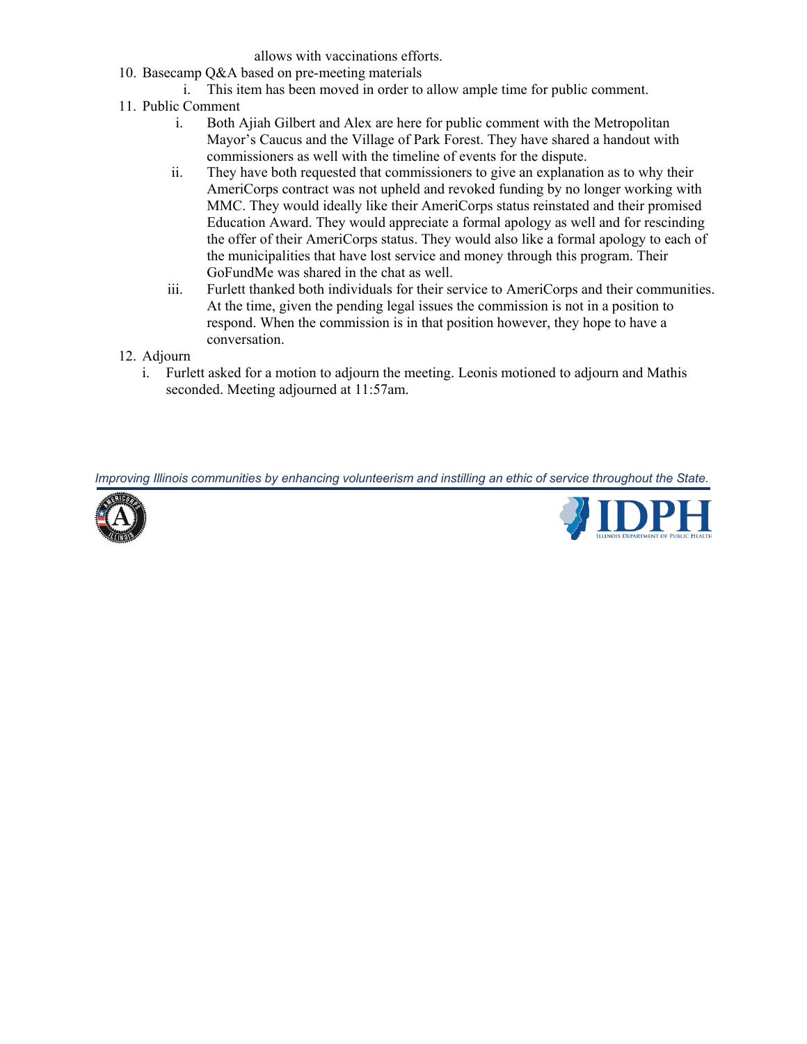allows with vaccinations efforts.

10. Basecamp Q&A based on pre-meeting materials
    i. This item has been moved in order to allow ample time for public comment.
11. Public Comment
    i. Both Ajiah Gilbert and Alex are here for public comment with the Metropolitan Mayor's Caucus and the Village of Park Forest. They have shared a handout with commissioners as well with the timeline of events for the dispute.
    ii. They have both requested that commissioners to give an explanation as to why their AmeriCorps contract was not upheld and revoked funding by no longer working with MMC. They would ideally like their AmeriCorps status reinstated and their promised Education Award. They would appreciate a formal apology as well and for rescinding the offer of their AmeriCorps status. They would also like a formal apology to each of the municipalities that have lost service and money through this program. Their GoFundMe was shared in the chat as well.
    iii. Furlett thanked both individuals for their service to AmeriCorps and their communities. At the time, given the pending legal issues the commission is not in a position to respond. When the commission is in that position however, they hope to have a conversation.
12. Adjourn
    i. Furlett asked for a motion to adjourn the meeting. Leonis motioned to adjourn and Mathis seconded. Meeting adjourned at 11:57am.

*Improving Illinois communities by enhancing volunteerism and instilling an ethic of service throughout the State.*